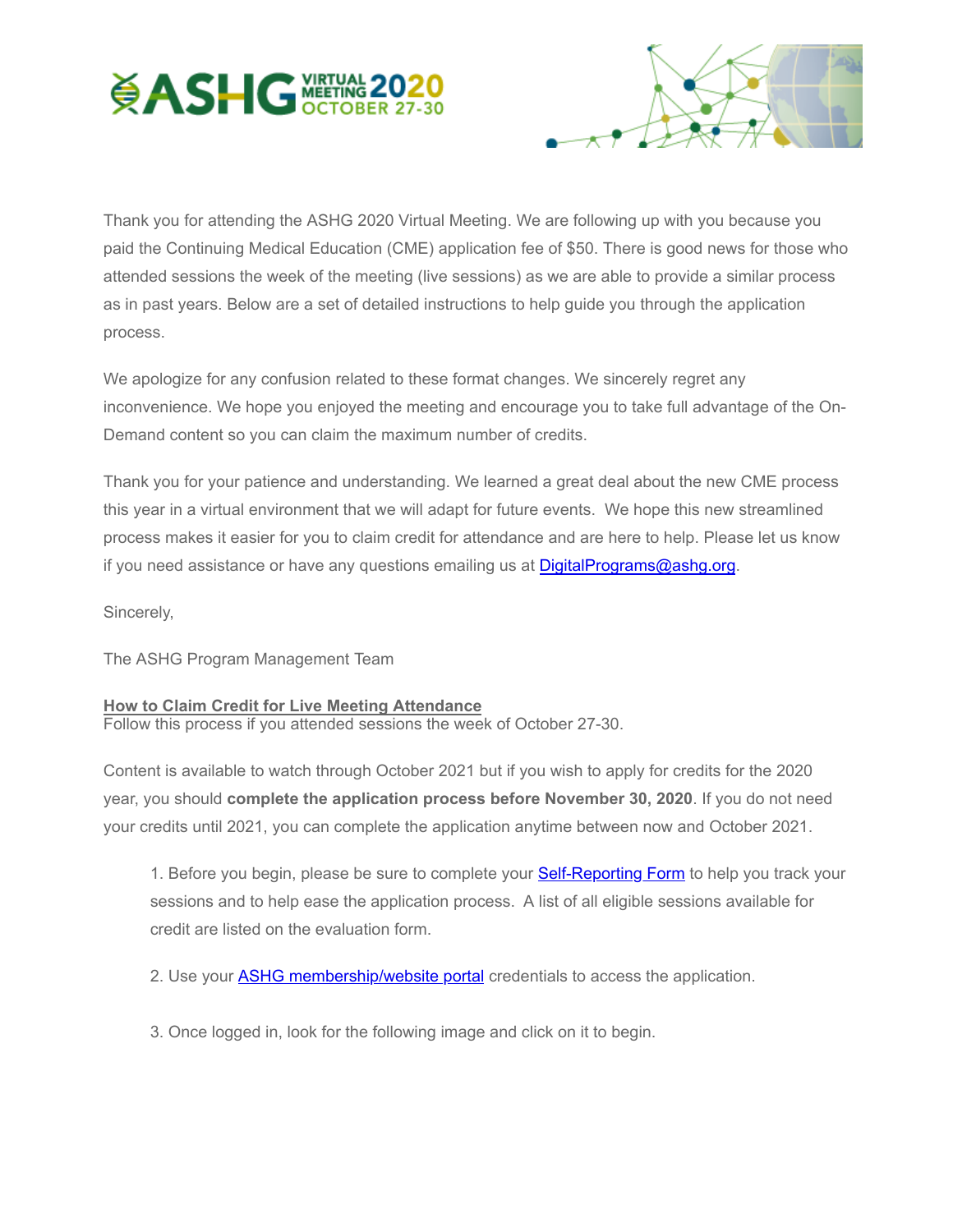Thank you for attending the ASHG 2020 Virtual Meeting. We are following up with you because you paid the Continuing Medical Education (CME) application fee of $50. There is good news for those who attended sessions the week of the meeting (live sessions) as we are able to provide a similar process as in past years. Below are a set of detailed instructions to help guide you through the application process.

We apologize for any confusion related to these format changes. We sincerely regret any inconvenience. We hope you enjoyed the meeting and encourage you to take full advantage of the On-Demand content so you can claim the maximum number of credits.

Thank you for your patience and understanding. We learned a great deal about the new CME process this year in a virtual environment that we will adapt for future events. We hope this new streamlined process makes it easier for you to claim credit for attendance and are here to help. Please let us know if you need assistance or have any questions emailing us at DigitalPrograms@ashg.org.

Sincerely,

The ASHG Program Management Team

**How to Claim Credit for Live Meeting Attendance**

Follow this process if you attended sessions the week of October 27-30.

Content is available to watch through October 2021 but if you wish to apply for credits for the 2020 year, you should **complete the application process before November 30, 2020**. If you do not need your credits until 2021, you can complete the application anytime between now and October 2021.

1. Before you begin, please be sure to complete your Self-Reporting Form to help you track your sessions and to help ease the application process. A list of all eligible sessions available for credit are listed on the evaluation form.

2. Use your ASHG membership/website portal credentials to access the application.

3. Once logged in, look for the following image and click on it to begin.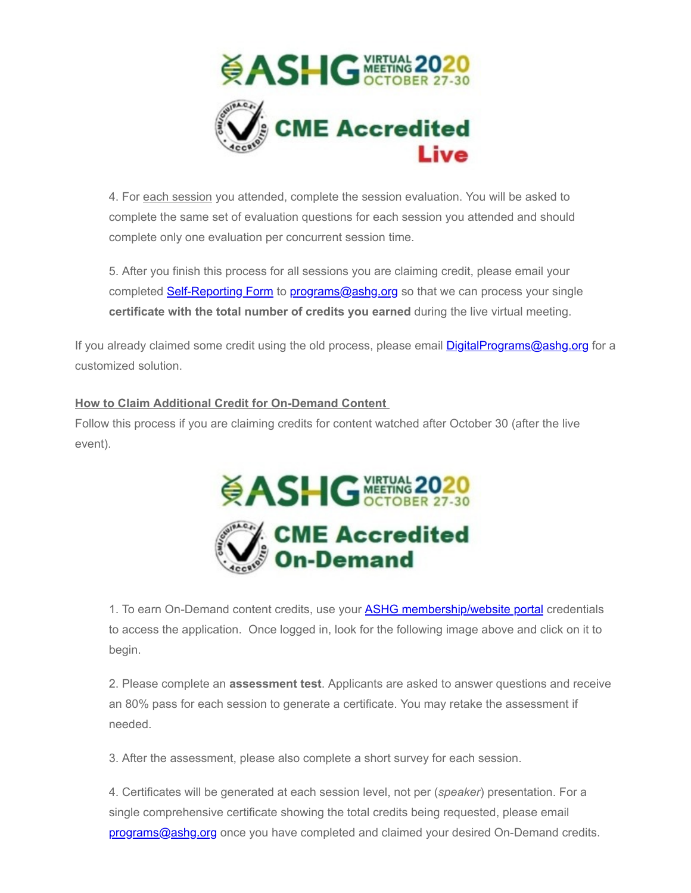4. For each session you attended, complete the session evaluation. You will be asked to complete the same set of evaluation questions for each session you attended and should complete only one evaluation per concurrent session time.

5. After you finish this process for all sessions you are claiming credit, please email your completed Self-Reporting Form to programs@ashg.org so that we can process your single **certificate with the total number of credits you earned** during the live virtual meeting.

If you already claimed some credit using the old process, please email DigitalPrograms@ashg.org for a customized solution.

**How to Claim Additional Credit for On-Demand Content**

Follow this process if you are claiming credits for content watched after October 30 (after the live event).

1. To earn On-Demand content credits, use your ASHG membership/website portal credentials to access the application. Once logged in, look for the following image above and click on it to begin.

2. Please complete an **assessment test**. Applicants are asked to answer questions and receive an 80% pass for each session to generate a certificate. You may retake the assessment if needed.

3. After the assessment, please also complete a short survey for each session.

4. Certificates will be generated at each session level, not per (*speaker*) presentation. For a single comprehensive certificate showing the total credits being requested, please email programs@ashg.org once you have completed and claimed your desired On-Demand credits.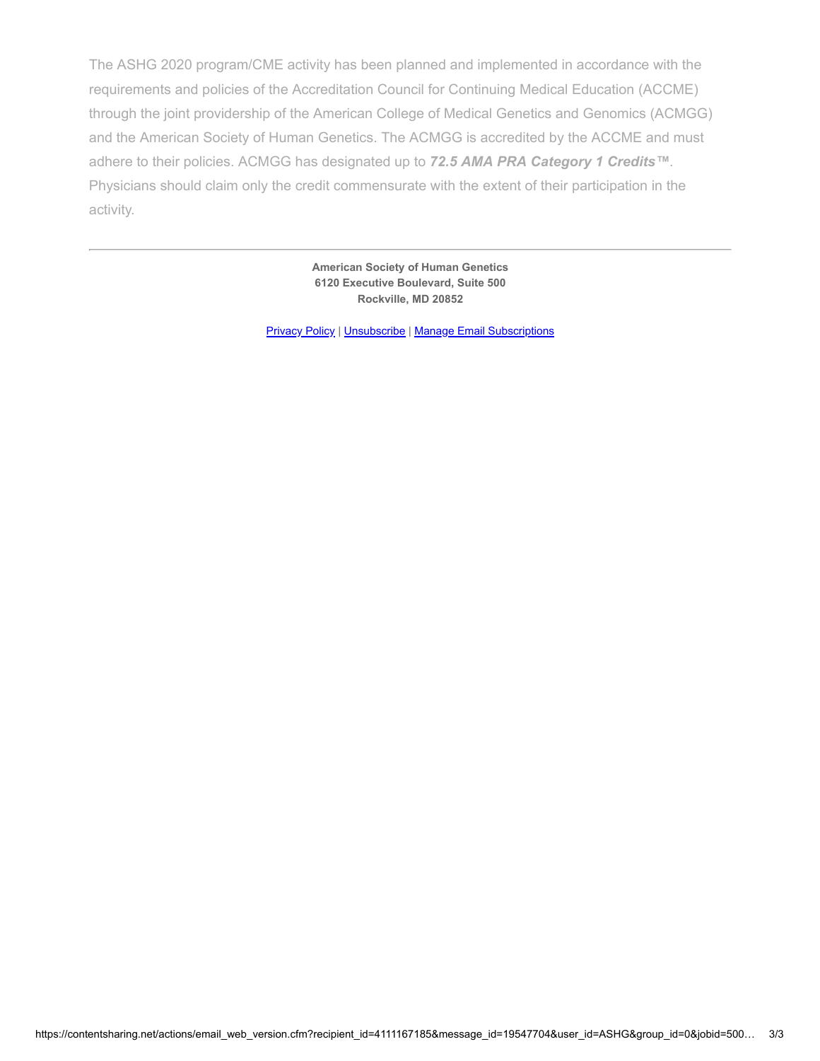The ASHG 2020 program/CME activity has been planned and implemented in accordance with the requirements and policies of the Accreditation Council for Continuing Medical Education (ACCME) through the joint providership of the American College of Medical Genetics and Genomics (ACMGG) and the American Society of Human Genetics. The ACMGG is accredited by the ACCME and must adhere to their policies. ACMGG has designated up to ***72.5 AMA PRA Category 1 Credits™***. Physicians should claim only the credit commensurate with the extent of their participation in the activity.

---

**American Society of Human Genetics**
**6120 Executive Boulevard, Suite 500**
**Rockville, MD 20852**

Privacy Policy | Unsubscribe | Manage Email Subscriptions